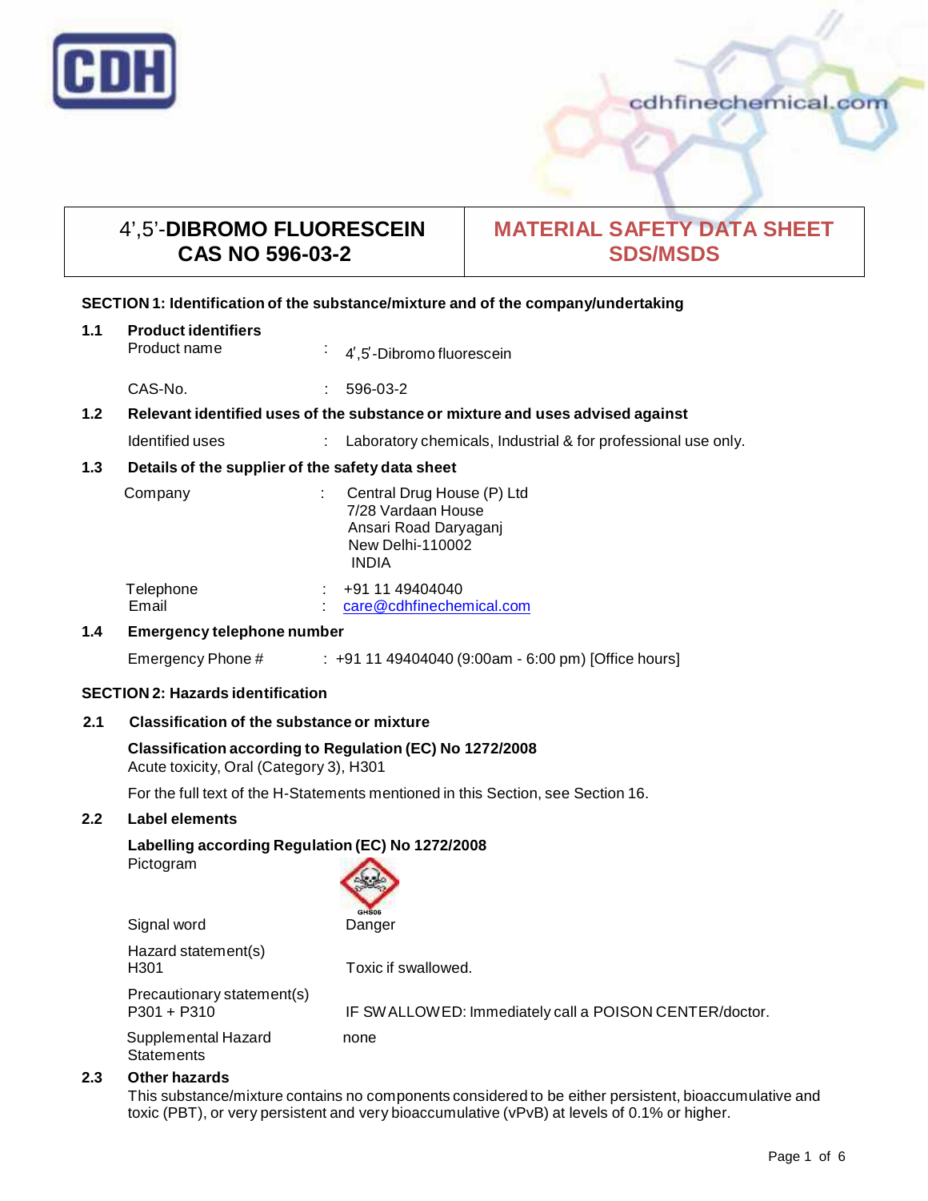# 4',5'-DIBROMO FLUORESCEIN
# CAS NO 596-03-2

# MATERIAL SAFETY DATA SHEET SDS/MSDS

## SECTION 1: Identification of the substance/mixture and of the company/undertaking

### 1.1 Product identifiers

| | | |
|---|---|---|
| Product name | : | 4',5'-Dibromo fluorescein |
| CAS-No. | : | 596-03-2 |

### 1.2 Relevant identified uses of the substance or mixture and uses advised against

| | | |
|---|---|---|
| Identified uses | : | Laboratory chemicals, Industrial & for professional use only. |

### 1.3 Details of the supplier of the safety data sheet

| | | |
|---|---|---|
| Company | : | Central Drug House (P) Ltd<br>7/28 Vardaan House<br>Ansari Road Daryaganj<br>New Delhi-110002<br>INDIA |
| Telephone | : | +91 11 49404040 |
| Email | : | care@cdhfinechemical.com |

### 1.4 Emergency telephone number

| | | |
|---|---|---|
| Emergency Phone # | : | +91 11 49404040 (9:00am - 6:00 pm) [Office hours] |

## SECTION 2: Hazards identification

### 2.1 Classification of the substance or mixture

**Classification according to Regulation (EC) No 1272/2008**
Acute toxicity, Oral (Category 3), H301

For the full text of the H-Statements mentioned in this Section, see Section 16.

### 2.2 Label elements

**Labelling according Regulation (EC) No 1272/2008**

Pictogram

GHS06

| | |
|---|---|
| Signal word | Danger |
| Hazard statement(s)<br>H301 | Toxic if swallowed. |
| Precautionary statement(s)<br>P301 + P310 | IF SWALLOWED: Immediately call a POISON CENTER/doctor. |
| Supplemental Hazard Statements | none |

### 2.3 Other hazards

This substance/mixture contains no components considered to be either persistent, bioaccumulative and toxic (PBT), or very persistent and very bioaccumulative (vPvB) at levels of 0.1% or higher.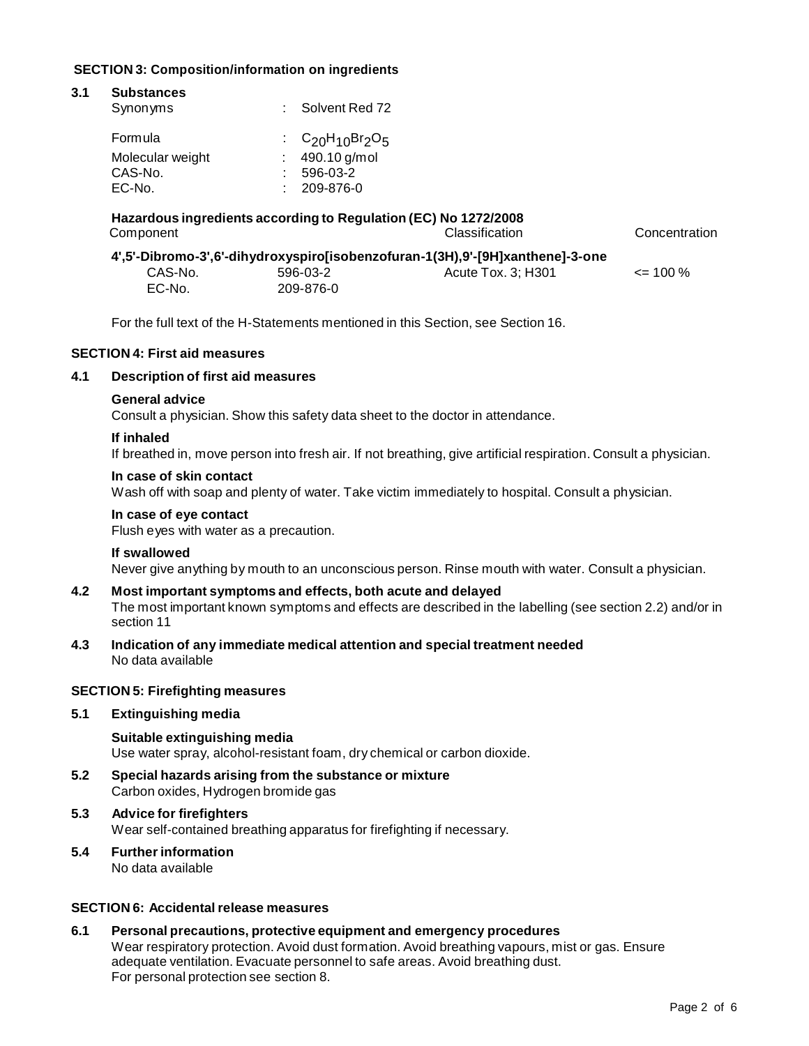## SECTION 3: Composition/information on ingredients

### 3.1 Substances

| | | |
|---|---|---|
| Synonyms | : | Solvent Red 72 |
| Formula | : | $C_{20}H_{10}Br_2O_5$ |
| Molecular weight | : | 490.10 g/mol |
| CAS-No. | : | 596-03-2 |
| EC-No. | : | 209-876-0 |

**Hazardous ingredients according to Regulation (EC) No 1272/2008**

| Component | | Classification | Concentration |
|---|---|---|---|
| **4',5'-Dibromo-3',6'-dihydroxyspiro[isobenzofuran-1(3H),9'-[9H]xanthene]-3-one** | | | |
| CAS-No. | 596-03-2 | Acute Tox. 3; H301 | <= 100 % |
| EC-No. | 209-876-0 | | |

For the full text of the H-Statements mentioned in this Section, see Section 16.

## SECTION 4: First aid measures

### 4.1 Description of first aid measures

**General advice**
Consult a physician. Show this safety data sheet to the doctor in attendance.

**If inhaled**
If breathed in, move person into fresh air. If not breathing, give artificial respiration. Consult a physician.

**In case of skin contact**
Wash off with soap and plenty of water. Take victim immediately to hospital. Consult a physician.

**In case of eye contact**
Flush eyes with water as a precaution.

**If swallowed**
Never give anything by mouth to an unconscious person. Rinse mouth with water. Consult a physician.

### 4.2 Most important symptoms and effects, both acute and delayed

The most important known symptoms and effects are described in the labelling (see section 2.2) and/or in section 11

### 4.3 Indication of any immediate medical attention and special treatment needed

No data available

## SECTION 5: Firefighting measures

### 5.1 Extinguishing media

**Suitable extinguishing media**
Use water spray, alcohol-resistant foam, dry chemical or carbon dioxide.

### 5.2 Special hazards arising from the substance or mixture

Carbon oxides, Hydrogen bromide gas

### 5.3 Advice for firefighters

Wear self-contained breathing apparatus for firefighting if necessary.

### 5.4 Further information

No data available

## SECTION 6: Accidental release measures

### 6.1 Personal precautions, protective equipment and emergency procedures

Wear respiratory protection. Avoid dust formation. Avoid breathing vapours, mist or gas. Ensure adequate ventilation. Evacuate personnel to safe areas. Avoid breathing dust.
For personal protection see section 8.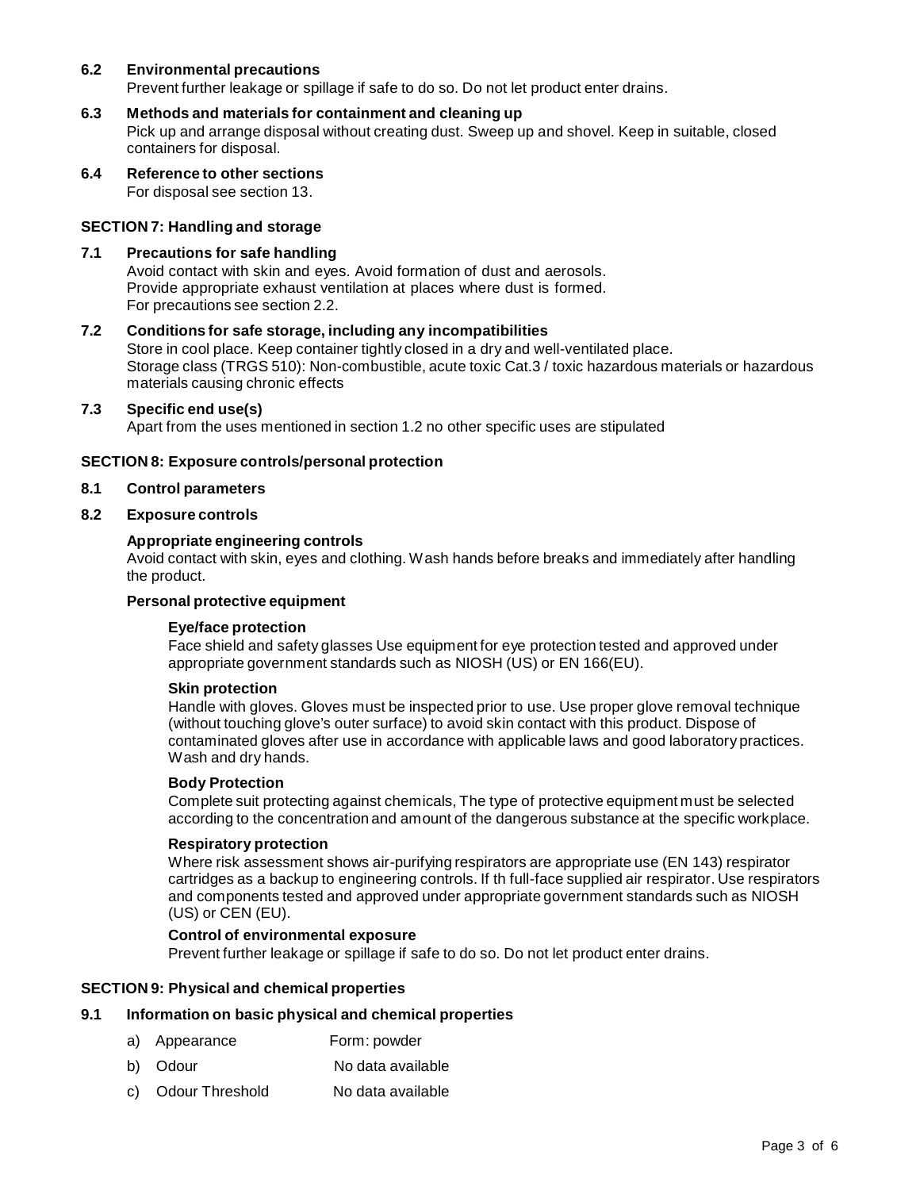### 6.2 Environmental precautions

Prevent further leakage or spillage if safe to do so. Do not let product enter drains.

### 6.3 Methods and materials for containment and cleaning up

Pick up and arrange disposal without creating dust. Sweep up and shovel. Keep in suitable, closed containers for disposal.

### 6.4 Reference to other sections

For disposal see section 13.

## SECTION 7: Handling and storage

### 7.1 Precautions for safe handling

Avoid contact with skin and eyes. Avoid formation of dust and aerosols.
Provide appropriate exhaust ventilation at places where dust is formed.
For precautions see section 2.2.

### 7.2 Conditions for safe storage, including any incompatibilities

Store in cool place. Keep container tightly closed in a dry and well-ventilated place.
Storage class (TRGS 510): Non-combustible, acute toxic Cat.3 / toxic hazardous materials or hazardous materials causing chronic effects

### 7.3 Specific end use(s)

Apart from the uses mentioned in section 1.2 no other specific uses are stipulated

## SECTION 8: Exposure controls/personal protection

### 8.1 Control parameters

### 8.2 Exposure controls

**Appropriate engineering controls**

Avoid contact with skin, eyes and clothing. Wash hands before breaks and immediately after handling the product.

**Personal protective equipment**

**Eye/face protection**

Face shield and safety glasses Use equipment for eye protection tested and approved under appropriate government standards such as NIOSH (US) or EN 166(EU).

**Skin protection**

Handle with gloves. Gloves must be inspected prior to use. Use proper glove removal technique (without touching glove's outer surface) to avoid skin contact with this product. Dispose of contaminated gloves after use in accordance with applicable laws and good laboratory practices. Wash and dry hands.

**Body Protection**

Complete suit protecting against chemicals, The type of protective equipment must be selected according to the concentration and amount of the dangerous substance at the specific workplace.

**Respiratory protection**

Where risk assessment shows air-purifying respirators are appropriate use (EN 143) respirator cartridges as a backup to engineering controls. If th full-face supplied air respirator. Use respirators and components tested and approved under appropriate government standards such as NIOSH (US) or CEN (EU).

**Control of environmental exposure**

Prevent further leakage or spillage if safe to do so. Do not let product enter drains.

## SECTION 9: Physical and chemical properties

### 9.1 Information on basic physical and chemical properties

a) Appearance — Form: powder

b) Odour — No data available

c) Odour Threshold — No data available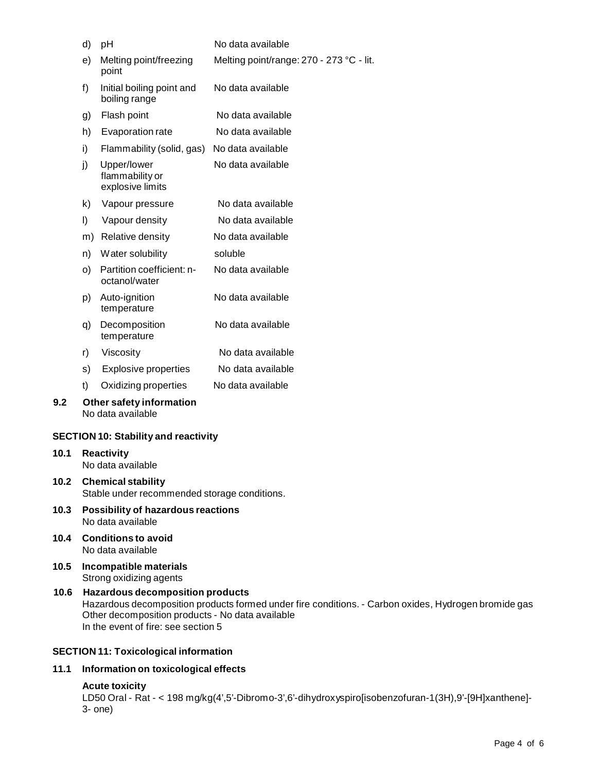| | | |
|---|---|---|
| d) | pH | No data available |
| e) | Melting point/freezing point | Melting point/range: 270 - 273 °C - lit. |
| f) | Initial boiling point and boiling range | No data available |
| g) | Flash point | No data available |
| h) | Evaporation rate | No data available |
| i) | Flammability (solid, gas) | No data available |
| j) | Upper/lower flammability or explosive limits | No data available |
| k) | Vapour pressure | No data available |
| l) | Vapour density | No data available |
| m) | Relative density | No data available |
| n) | Water solubility | soluble |
| o) | Partition coefficient: n-octanol/water | No data available |
| p) | Auto-ignition temperature | No data available |
| q) | Decomposition temperature | No data available |
| r) | Viscosity | No data available |
| s) | Explosive properties | No data available |
| t) | Oxidizing properties | No data available |

**9.2 Other safety information**
No data available

## SECTION 10: Stability and reactivity

**10.1 Reactivity**
No data available

**10.2 Chemical stability**
Stable under recommended storage conditions.

**10.3 Possibility of hazardous reactions**
No data available

**10.4 Conditions to avoid**
No data available

**10.5 Incompatible materials**
Strong oxidizing agents

**10.6 Hazardous decomposition products**
Hazardous decomposition products formed under fire conditions. - Carbon oxides, Hydrogen bromide gas
Other decomposition products - No data available
In the event of fire: see section 5

## SECTION 11: Toxicological information

**11.1 Information on toxicological effects**

**Acute toxicity**
LD50 Oral - Rat - < 198 mg/kg(4',5'-Dibromo-3',6'-dihydroxyspiro[isobenzofuran-1(3H),9'-[9H]xanthene]-3- one)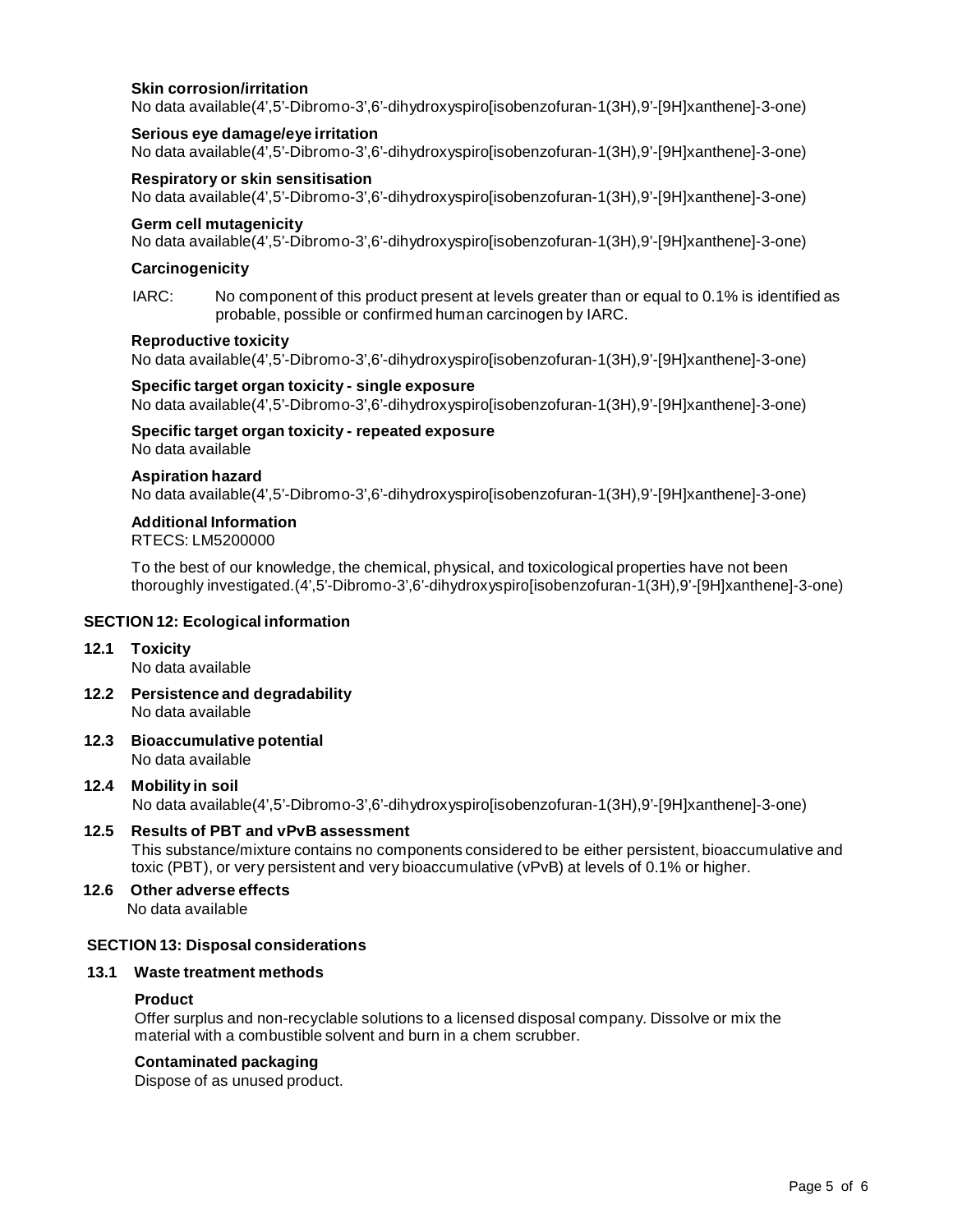**Skin corrosion/irritation**
No data available(4',5'-Dibromo-3',6'-dihydroxyspiro[isobenzofuran-1(3H),9'-[9H]xanthene]-3-one)

**Serious eye damage/eye irritation**
No data available(4',5'-Dibromo-3',6'-dihydroxyspiro[isobenzofuran-1(3H),9'-[9H]xanthene]-3-one)

**Respiratory or skin sensitisation**
No data available(4',5'-Dibromo-3',6'-dihydroxyspiro[isobenzofuran-1(3H),9'-[9H]xanthene]-3-one)

**Germ cell mutagenicity**
No data available(4',5'-Dibromo-3',6'-dihydroxyspiro[isobenzofuran-1(3H),9'-[9H]xanthene]-3-one)

**Carcinogenicity**

IARC: No component of this product present at levels greater than or equal to 0.1% is identified as probable, possible or confirmed human carcinogen by IARC.

**Reproductive toxicity**
No data available(4',5'-Dibromo-3',6'-dihydroxyspiro[isobenzofuran-1(3H),9'-[9H]xanthene]-3-one)

**Specific target organ toxicity - single exposure**
No data available(4',5'-Dibromo-3',6'-dihydroxyspiro[isobenzofuran-1(3H),9'-[9H]xanthene]-3-one)

**Specific target organ toxicity - repeated exposure**
No data available

**Aspiration hazard**
No data available(4',5'-Dibromo-3',6'-dihydroxyspiro[isobenzofuran-1(3H),9'-[9H]xanthene]-3-one)

**Additional Information**
RTECS: LM5200000

To the best of our knowledge, the chemical, physical, and toxicological properties have not been thoroughly investigated.(4',5'-Dibromo-3',6'-dihydroxyspiro[isobenzofuran-1(3H),9'-[9H]xanthene]-3-one)

## SECTION 12: Ecological information

### 12.1 Toxicity
No data available

### 12.2 Persistence and degradability
No data available

### 12.3 Bioaccumulative potential
No data available

### 12.4 Mobility in soil
No data available(4',5'-Dibromo-3',6'-dihydroxyspiro[isobenzofuran-1(3H),9'-[9H]xanthene]-3-one)

### 12.5 Results of PBT and vPvB assessment
This substance/mixture contains no components considered to be either persistent, bioaccumulative and toxic (PBT), or very persistent and very bioaccumulative (vPvB) at levels of 0.1% or higher.

### 12.6 Other adverse effects
No data available

## SECTION 13: Disposal considerations

### 13.1 Waste treatment methods

**Product**
Offer surplus and non-recyclable solutions to a licensed disposal company. Dissolve or mix the material with a combustible solvent and burn in a chem scrubber.

**Contaminated packaging**
Dispose of as unused product.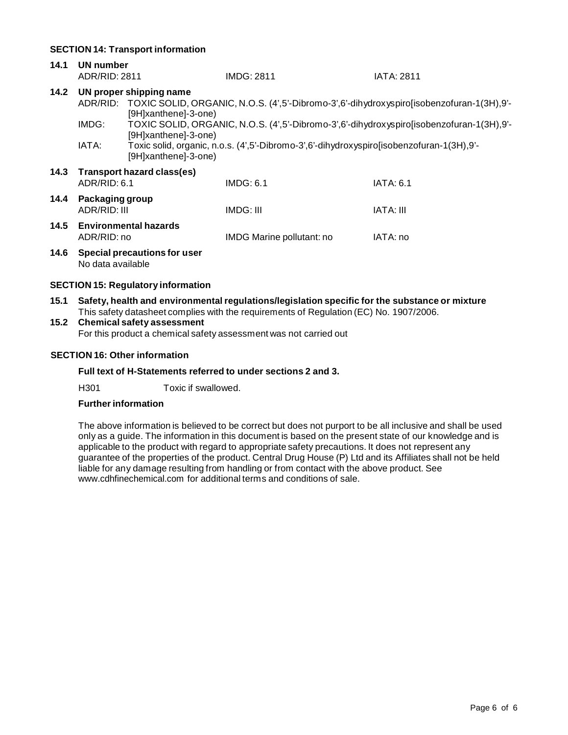## SECTION 14: Transport information

### 14.1 UN number

| | | |
|---|---|---|
| ADR/RID: 2811 | IMDG: 2811 | IATA: 2811 |

### 14.2 UN proper shipping name

ADR/RID: TOXIC SOLID, ORGANIC, N.O.S. (4',5'-Dibromo-3',6'-dihydroxyspiro[isobenzofuran-1(3H),9'-[9H]xanthene]-3-one)

IMDG: TOXIC SOLID, ORGANIC, N.O.S. (4',5'-Dibromo-3',6'-dihydroxyspiro[isobenzofuran-1(3H),9'-[9H]xanthene]-3-one)

IATA: Toxic solid, organic, n.o.s. (4',5'-Dibromo-3',6'-dihydroxyspiro[isobenzofuran-1(3H),9'-[9H]xanthene]-3-one)

### 14.3 Transport hazard class(es)

| | | |
|---|---|---|
| ADR/RID: 6.1 | IMDG: 6.1 | IATA: 6.1 |

### 14.4 Packaging group

| | | |
|---|---|---|
| ADR/RID: III | IMDG: III | IATA: III |

### 14.5 Environmental hazards

| | | |
|---|---|---|
| ADR/RID: no | IMDG Marine pollutant: no | IATA: no |

### 14.6 Special precautions for user

No data available

## SECTION 15: Regulatory information

### 15.1 Safety, health and environmental regulations/legislation specific for the substance or mixture

This safety datasheet complies with the requirements of Regulation (EC) No. 1907/2006.

### 15.2 Chemical safety assessment

For this product a chemical safety assessment was not carried out

## SECTION 16: Other information

**Full text of H-Statements referred to under sections 2 and 3.**

H301 Toxic if swallowed.

**Further information**

The above information is believed to be correct but does not purport to be all inclusive and shall be used only as a guide. The information in this document is based on the present state of our knowledge and is applicable to the product with regard to appropriate safety precautions. It does not represent any guarantee of the properties of the product. Central Drug House (P) Ltd and its Affiliates shall not be held liable for any damage resulting from handling or from contact with the above product. See www.cdhfinechemical.com for additional terms and conditions of sale.